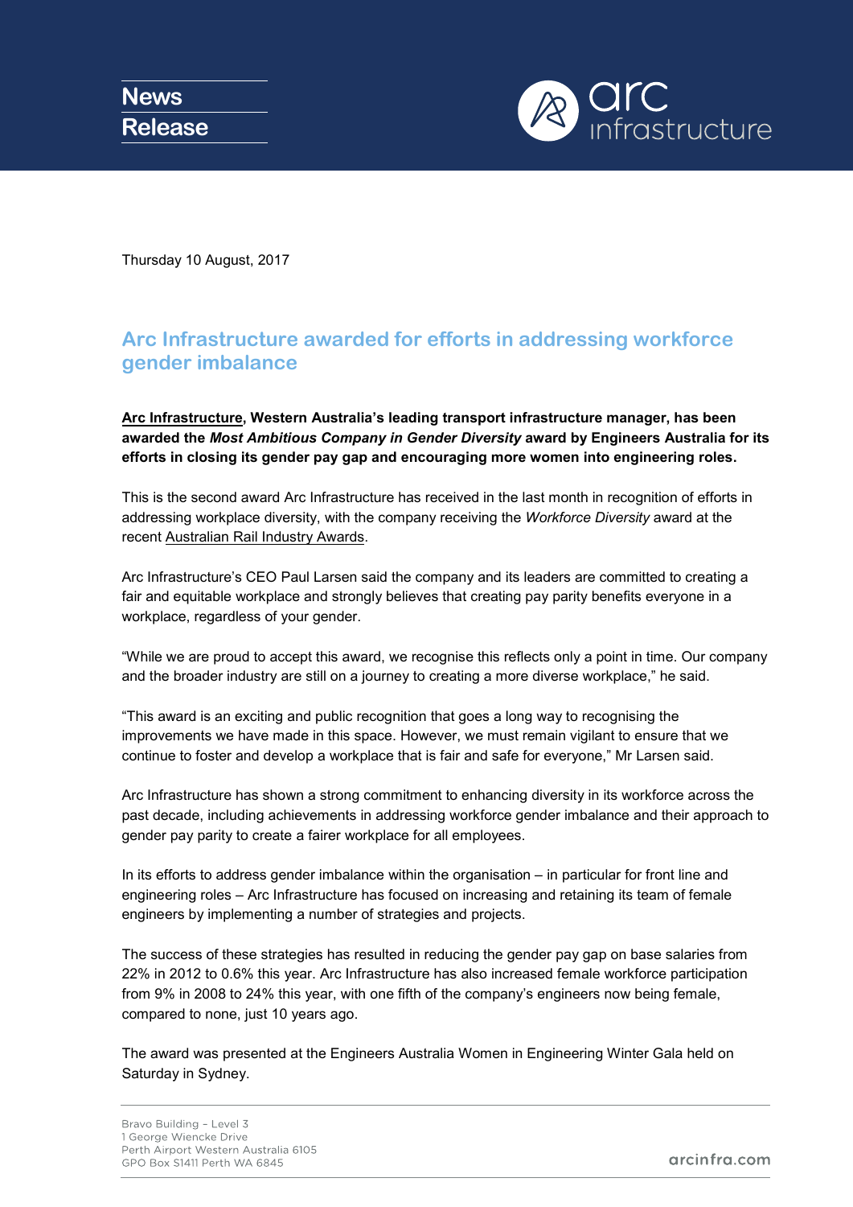News Release

Thursday 10 August, 2017

## Arc Infrastructure awarded for efforts in addressing workforce gender imbalance

**Arc Infrastructure, Western Australia's leading transport infrastructure manager, has been awarded the *Most Ambitious Company in Gender Diversity* award by Engineers Australia for its efforts in closing its gender pay gap and encouraging more women into engineering roles.**

This is the second award Arc Infrastructure has received in the last month in recognition of efforts in addressing workplace diversity, with the company receiving the *Workforce Diversity* award at the recent Australian Rail Industry Awards.

Arc Infrastructure's CEO Paul Larsen said the company and its leaders are committed to creating a fair and equitable workplace and strongly believes that creating pay parity benefits everyone in a workplace, regardless of your gender.

"While we are proud to accept this award, we recognise this reflects only a point in time. Our company and the broader industry are still on a journey to creating a more diverse workplace," he said.

"This award is an exciting and public recognition that goes a long way to recognising the improvements we have made in this space. However, we must remain vigilant to ensure that we continue to foster and develop a workplace that is fair and safe for everyone," Mr Larsen said.

Arc Infrastructure has shown a strong commitment to enhancing diversity in its workforce across the past decade, including achievements in addressing workforce gender imbalance and their approach to gender pay parity to create a fairer workplace for all employees.

In its efforts to address gender imbalance within the organisation – in particular for front line and engineering roles – Arc Infrastructure has focused on increasing and retaining its team of female engineers by implementing a number of strategies and projects.

The success of these strategies has resulted in reducing the gender pay gap on base salaries from 22% in 2012 to 0.6% this year. Arc Infrastructure has also increased female workforce participation from 9% in 2008 to 24% this year, with one fifth of the company's engineers now being female, compared to none, just 10 years ago.

The award was presented at the Engineers Australia Women in Engineering Winter Gala held on Saturday in Sydney.

Bravo Building – Level 3
1 George Wiencke Drive
Perth Airport Western Australia 6105
GPO Box S1411 Perth WA 6845

arcinfra.com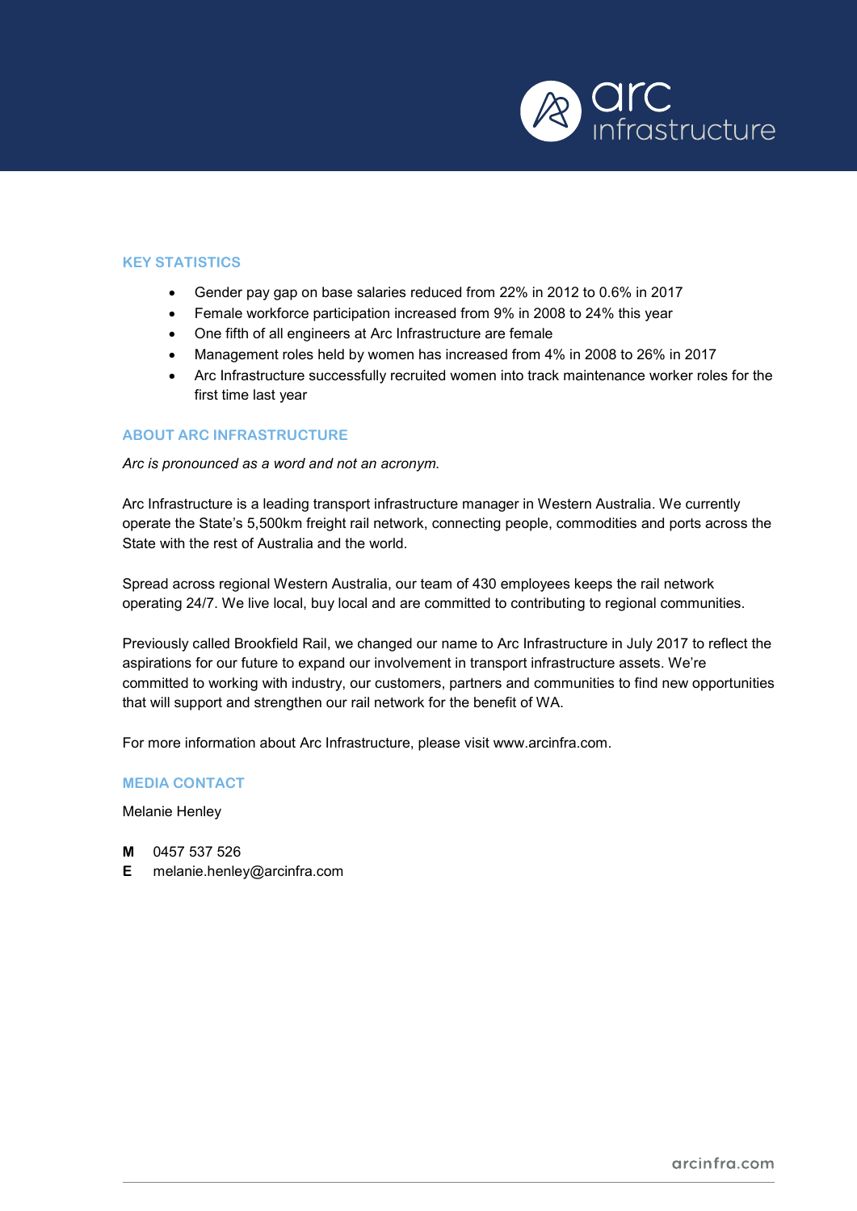## KEY STATISTICS

- Gender pay gap on base salaries reduced from 22% in 2012 to 0.6% in 2017
- Female workforce participation increased from 9% in 2008 to 24% this year
- One fifth of all engineers at Arc Infrastructure are female
- Management roles held by women has increased from 4% in 2008 to 26% in 2017
- Arc Infrastructure successfully recruited women into track maintenance worker roles for the first time last year

## ABOUT ARC INFRASTRUCTURE

*Arc is pronounced as a word and not an acronym.*

Arc Infrastructure is a leading transport infrastructure manager in Western Australia. We currently operate the State's 5,500km freight rail network, connecting people, commodities and ports across the State with the rest of Australia and the world.

Spread across regional Western Australia, our team of 430 employees keeps the rail network operating 24/7. We live local, buy local and are committed to contributing to regional communities.

Previously called Brookfield Rail, we changed our name to Arc Infrastructure in July 2017 to reflect the aspirations for our future to expand our involvement in transport infrastructure assets. We're committed to working with industry, our customers, partners and communities to find new opportunities that will support and strengthen our rail network for the benefit of WA.

For more information about Arc Infrastructure, please visit www.arcinfra.com.

## MEDIA CONTACT

Melanie Henley

**M** 0457 537 526
**E** melanie.henley@arcinfra.com